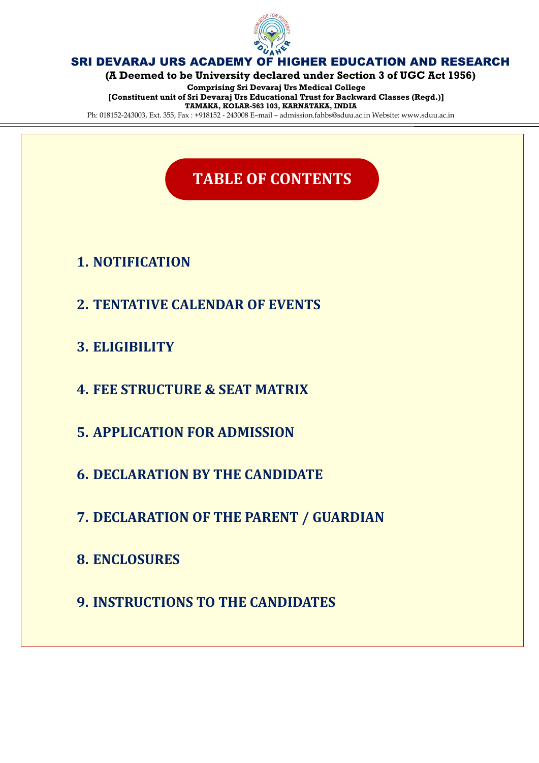# SRI DEVARAJ URS ACADEMY OF HIGHER EDUCATION AND RESEARCH

**(A Deemed to be University declared under Section 3 of UGC Act 1956)**

**Comprising Sri Devaraj Urs Medical College**

**[Constituent unit of Sri Devaraj Urs Educational Trust for Backward Classes (Regd.)]**

**TAMAKA, KOLAR-563 103, KARNATAKA, INDIA**

Ph: 018152-243003, Ext. 355, Fax : +918152 - 243008 E–mail – admission.fahbs@sduu.ac.in Website: www.sduu.ac.in

## TABLE OF CONTENTS

1. NOTIFICATION
2. TENTATIVE CALENDAR OF EVENTS
3. ELIGIBILITY
4. FEE STRUCTURE & SEAT MATRIX
5. APPLICATION FOR ADMISSION
6. DECLARATION BY THE CANDIDATE
7. DECLARATION OF THE PARENT / GUARDIAN
8. ENCLOSURES
9. INSTRUCTIONS TO THE CANDIDATES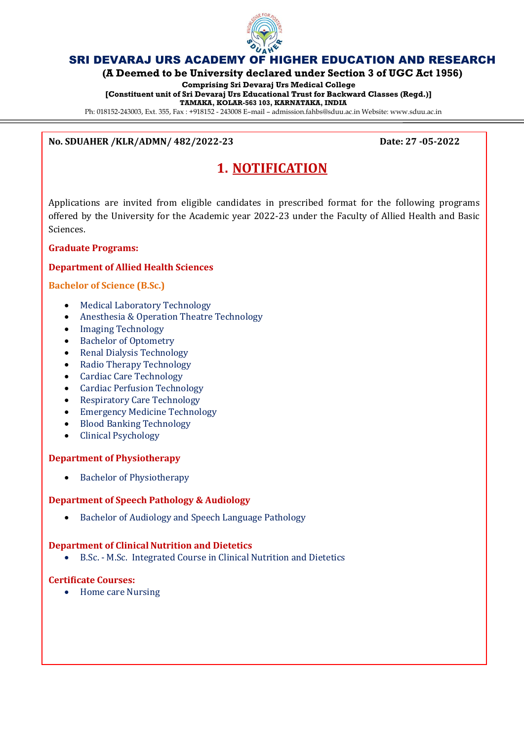# SRI DEVARAJ URS ACADEMY OF HIGHER EDUCATION AND RESEARCH

**(A Deemed to be University declared under Section 3 of UGC Act 1956)**

**Comprising Sri Devaraj Urs Medical College**

**[Constituent unit of Sri Devaraj Urs Educational Trust for Backward Classes (Regd.)]**

**TAMAKA, KOLAR-563 103, KARNATAKA, INDIA**

Ph: 018152-243003, Ext. 355, Fax : +918152 - 243008 E–mail – admission.fahbs@sduu.ac.in Website: www.sduu.ac.in

---

**No. SDUAHER /KLR/ADMN/ 482/2022-23** **Date: 27 -05-2022**

## 1. NOTIFICATION

Applications are invited from eligible candidates in prescribed format for the following programs offered by the University for the Academic year 2022-23 under the Faculty of Allied Health and Basic Sciences.

**Graduate Programs:**

**Department of Allied Health Sciences**

**Bachelor of Science (B.Sc.)**

- Medical Laboratory Technology
- Anesthesia & Operation Theatre Technology
- Imaging Technology
- Bachelor of Optometry
- Renal Dialysis Technology
- Radio Therapy Technology
- Cardiac Care Technology
- Cardiac Perfusion Technology
- Respiratory Care Technology
- Emergency Medicine Technology
- Blood Banking Technology
- Clinical Psychology

**Department of Physiotherapy**

- Bachelor of Physiotherapy

**Department of Speech Pathology & Audiology**

- Bachelor of Audiology and Speech Language Pathology

**Department of Clinical Nutrition and Dietetics**

- B.Sc. - M.Sc. Integrated Course in Clinical Nutrition and Dietetics

**Certificate Courses:**

- Home care Nursing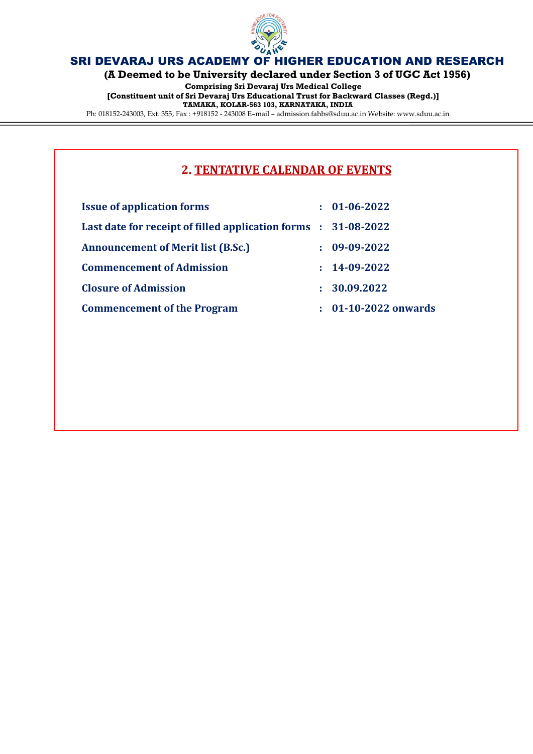# SRI DEVARAJ URS ACADEMY OF HIGHER EDUCATION AND RESEARCH

**(A Deemed to be University declared under Section 3 of UGC Act 1956)**

**Comprising Sri Devaraj Urs Medical College**

**[Constituent unit of Sri Devaraj Urs Educational Trust for Backward Classes (Regd.)]**

**TAMAKA, KOLAR-563 103, KARNATAKA, INDIA**

Ph: 018152-243003, Ext. 355, Fax : +918152 - 243008 E–mail – admission.fahbs@sduu.ac.in Website: www.sduu.ac.in

## 2. TENTATIVE CALENDAR OF EVENTS

| | | |
|---|---|---|
| **Issue of application forms** | : | **01-06-2022** |
| **Last date for receipt of filled application forms** | : | **31-08-2022** |
| **Announcement of Merit list (B.Sc.)** | : | **09-09-2022** |
| **Commencement of Admission** | : | **14-09-2022** |
| **Closure of Admission** | : | **30.09.2022** |
| **Commencement of the Program** | : | **01-10-2022 onwards** |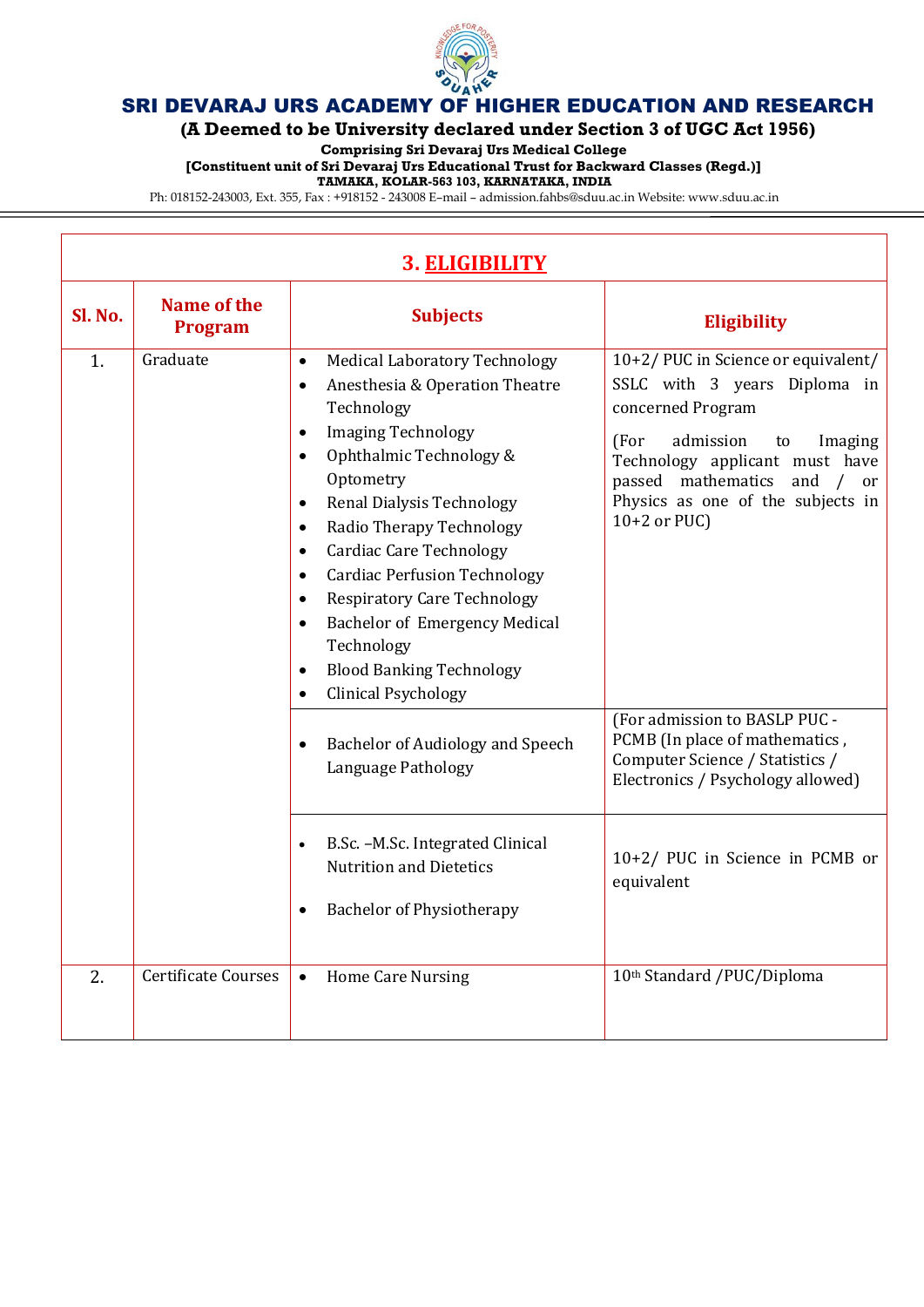**SRI DEVARAJ URS ACADEMY OF HIGHER EDUCATION AND RESEARCH**

**(A Deemed to be University declared under Section 3 of UGC Act 1956)**

**Comprising Sri Devaraj Urs Medical College**

**[Constituent unit of Sri Devaraj Urs Educational Trust for Backward Classes (Regd.)]**

**TAMAKA, KOLAR-563 103, KARNATAKA, INDIA**

Ph: 018152-243003, Ext. 355, Fax : +918152 - 243008 E–mail – admission.fahbs@sduu.ac.in Website: www.sduu.ac.in

## 3. ELIGIBILITY

| Sl. No. | Name of the Program | Subjects | Eligibility |
|---|---|---|---|
| 1. | Graduate | • Medical Laboratory Technology<br>• Anesthesia & Operation Theatre Technology<br>• Imaging Technology<br>• Ophthalmic Technology & Optometry<br>• Renal Dialysis Technology<br>• Radio Therapy Technology<br>• Cardiac Care Technology<br>• Cardiac Perfusion Technology<br>• Respiratory Care Technology<br>• Bachelor of Emergency Medical Technology<br>• Blood Banking Technology<br>• Clinical Psychology | 10+2/ PUC in Science or equivalent/ SSLC with 3 years Diploma in concerned Program<br><br>(For admission to Imaging Technology applicant must have passed mathematics and / or Physics as one of the subjects in 10+2 or PUC) |
| | | • Bachelor of Audiology and Speech Language Pathology | (For admission to BASLP PUC - PCMB (In place of mathematics , Computer Science / Statistics / Electronics / Psychology allowed) |
| | | • B.Sc. –M.Sc. Integrated Clinical Nutrition and Dietetics<br>• Bachelor of Physiotherapy | 10+2/ PUC in Science in PCMB or equivalent |
| 2. | Certificate Courses | • Home Care Nursing | 10th Standard /PUC/Diploma |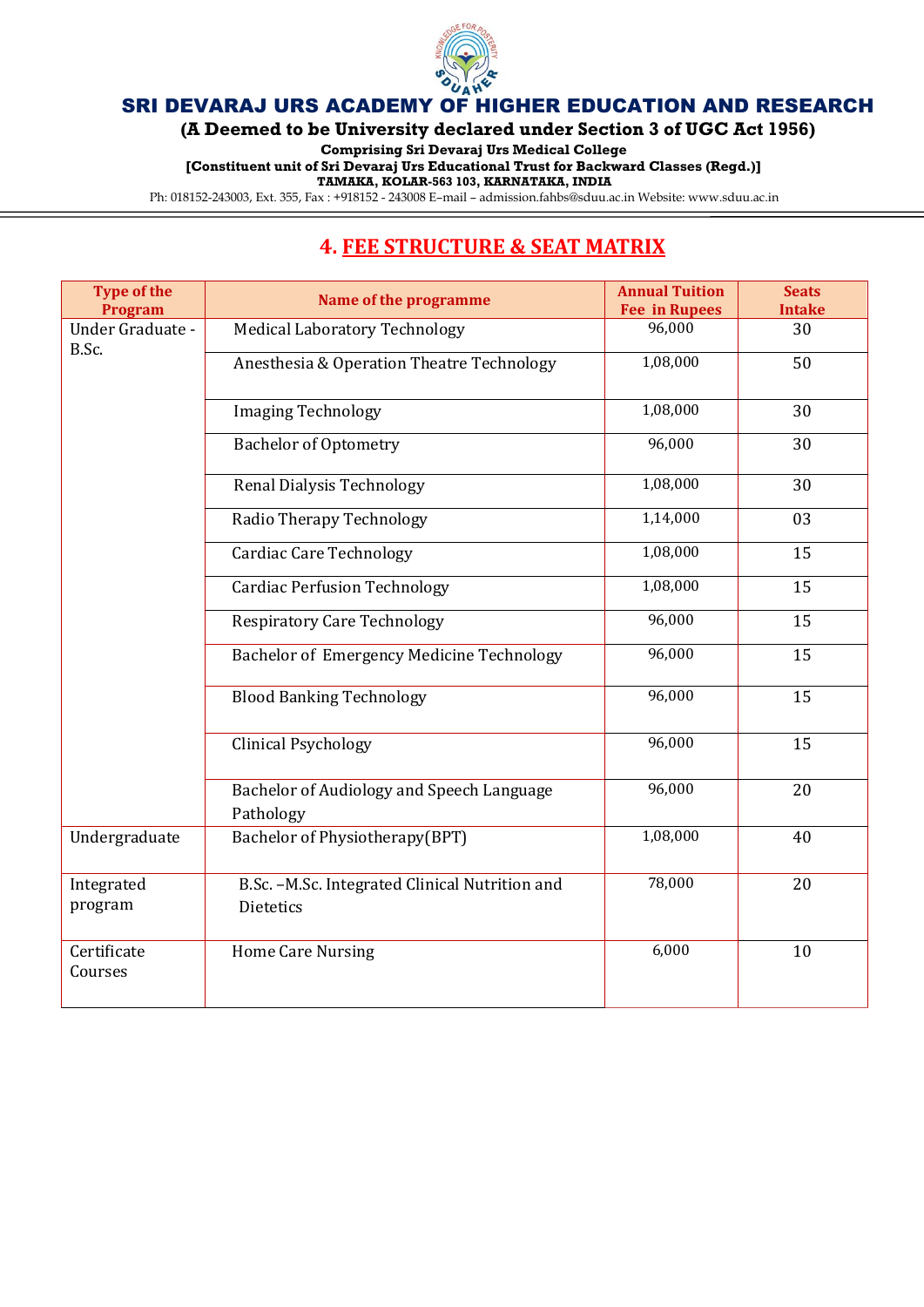# SRI DEVARAJ URS ACADEMY OF HIGHER EDUCATION AND RESEARCH

**(A Deemed to be University declared under Section 3 of UGC Act 1956)**

**Comprising Sri Devaraj Urs Medical College**

**[Constituent unit of Sri Devaraj Urs Educational Trust for Backward Classes (Regd.)]**

**TAMAKA, KOLAR-563 103, KARNATAKA, INDIA**

Ph: 018152-243003, Ext. 355, Fax : +918152 - 243008 E–mail – admission.fahbs@sduu.ac.in Website: www.sduu.ac.in

## 4. FEE STRUCTURE & SEAT MATRIX

| Type of the Program | Name of the programme | Annual Tuition Fee in Rupees | Seats Intake |
|---|---|---|---|
| Under Graduate - B.Sc. | Medical Laboratory Technology | 96,000 | 30 |
| | Anesthesia & Operation Theatre Technology | 1,08,000 | 50 |
| | Imaging Technology | 1,08,000 | 30 |
| | Bachelor of Optometry | 96,000 | 30 |
| | Renal Dialysis Technology | 1,08,000 | 30 |
| | Radio Therapy Technology | 1,14,000 | 03 |
| | Cardiac Care Technology | 1,08,000 | 15 |
| | Cardiac Perfusion Technology | 1,08,000 | 15 |
| | Respiratory Care Technology | 96,000 | 15 |
| | Bachelor of Emergency Medicine Technology | 96,000 | 15 |
| | Blood Banking Technology | 96,000 | 15 |
| | Clinical Psychology | 96,000 | 15 |
| | Bachelor of Audiology and Speech Language Pathology | 96,000 | 20 |
| Undergraduate | Bachelor of Physiotherapy(BPT) | 1,08,000 | 40 |
| Integrated program | B.Sc. –M.Sc. Integrated Clinical Nutrition and Dietetics | 78,000 | 20 |
| Certificate Courses | Home Care Nursing | 6,000 | 10 |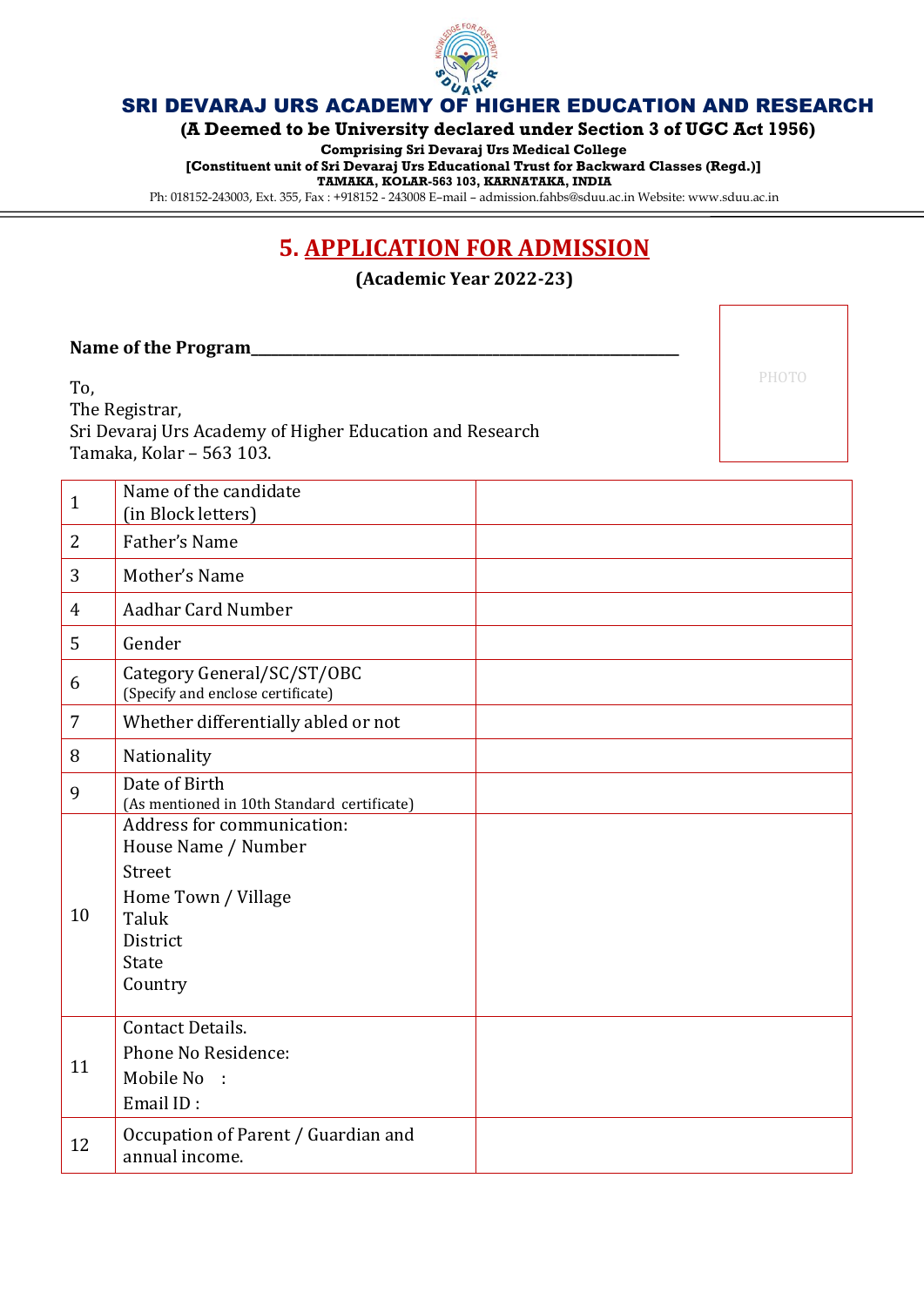# SRI DEVARAJ URS ACADEMY OF HIGHER EDUCATION AND RESEARCH

**(A Deemed to be University declared under Section 3 of UGC Act 1956)**

**Comprising Sri Devaraj Urs Medical College**

**[Constituent unit of Sri Devaraj Urs Educational Trust for Backward Classes (Regd.)]**

**TAMAKA, KOLAR-563 103, KARNATAKA, INDIA**

Ph: 018152-243003, Ext. 355, Fax : +918152 - 243008 E–mail – admission.fahbs@sduu.ac.in Website: www.sduu.ac.in

## 5. APPLICATION FOR ADMISSION

**(Academic Year 2022-23)**

PHOTO

**Name of the Program**\_\_\_\_\_\_\_\_\_\_\_\_\_\_\_\_\_\_\_\_\_\_\_\_\_\_\_\_\_\_\_\_\_\_\_\_\_\_\_\_\_\_\_\_\_\_\_\_\_\_

To,
The Registrar,
Sri Devaraj Urs Academy of Higher Education and Research
Tamaka, Kolar – 563 103.

| | | |
|---|---|---|
| 1 | Name of the candidate (in Block letters) | |
| 2 | Father's Name | |
| 3 | Mother's Name | |
| 4 | Aadhar Card Number | |
| 5 | Gender | |
| 6 | Category General/SC/ST/OBC (Specify and enclose certificate) | |
| 7 | Whether differentially abled or not | |
| 8 | Nationality | |
| 9 | Date of Birth (As mentioned in 10th Standard certificate) | |
| 10 | Address for communication:<br>House Name / Number<br>Street<br>Home Town / Village<br>Taluk<br>District<br>State<br>Country | |
| 11 | Contact Details.<br>Phone No Residence:<br>Mobile No :<br>Email ID : | |
| 12 | Occupation of Parent / Guardian and annual income. | |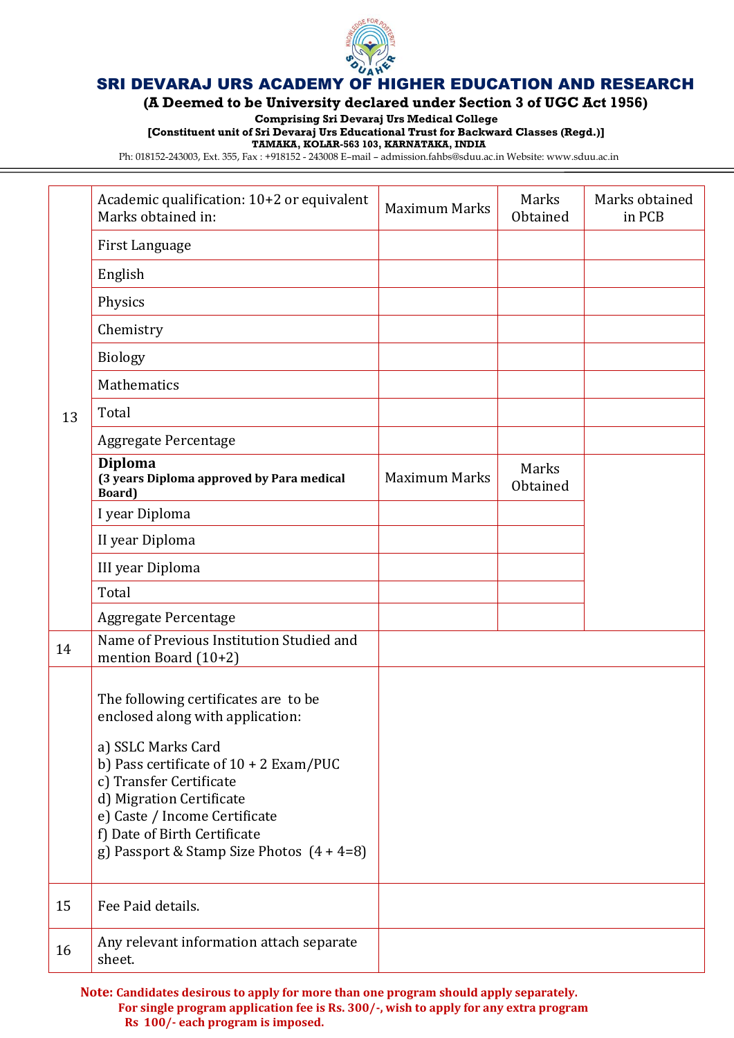# SRI DEVARAJ URS ACADEMY OF HIGHER EDUCATION AND RESEARCH

**(A Deemed to be University declared under Section 3 of UGC Act 1956)**

**Comprising Sri Devaraj Urs Medical College**

**[Constituent unit of Sri Devaraj Urs Educational Trust for Backward Classes (Regd.)]**

**TAMAKA, KOLAR-563 103, KARNATAKA, INDIA**

Ph: 018152-243003, Ext. 355, Fax : +918152 - 243008 E–mail – admission.fahbs@sduu.ac.in Website: www.sduu.ac.in

| 13 | Academic qualification: 10+2 or equivalent Marks obtained in: | Maximum Marks | Marks Obtained | Marks obtained in PCB |
|---|---|---|---|---|
| | First Language | | | |
| | English | | | |
| | Physics | | | |
| | Chemistry | | | |
| | Biology | | | |
| | Mathematics | | | |
| | Total | | | |
| | Aggregate Percentage | | | |
| | **Diploma** **(3 years Diploma approved by Para medical Board)** | Maximum Marks | Marks Obtained | |
| | I year Diploma | | | |
| | II year Diploma | | | |
| | III year Diploma | | | |
| | Total | | | |
| | Aggregate Percentage | | | |
| 14 | Name of Previous Institution Studied and mention Board (10+2) | | | |
| | The following certificates are to be enclosed along with application:<br><br>a) SSLC Marks Card<br>b) Pass certificate of 10 + 2 Exam/PUC<br>c) Transfer Certificate<br>d) Migration Certificate<br>e) Caste / Income Certificate<br>f) Date of Birth Certificate<br>g) Passport & Stamp Size Photos (4 + 4=8) | | | |
| 15 | Fee Paid details. | | | |
| 16 | Any relevant information attach separate sheet. | | | |

**Note: Candidates desirous to apply for more than one program should apply separately. For single program application fee is Rs. 300/-, wish to apply for any extra program Rs 100/- each program is imposed.**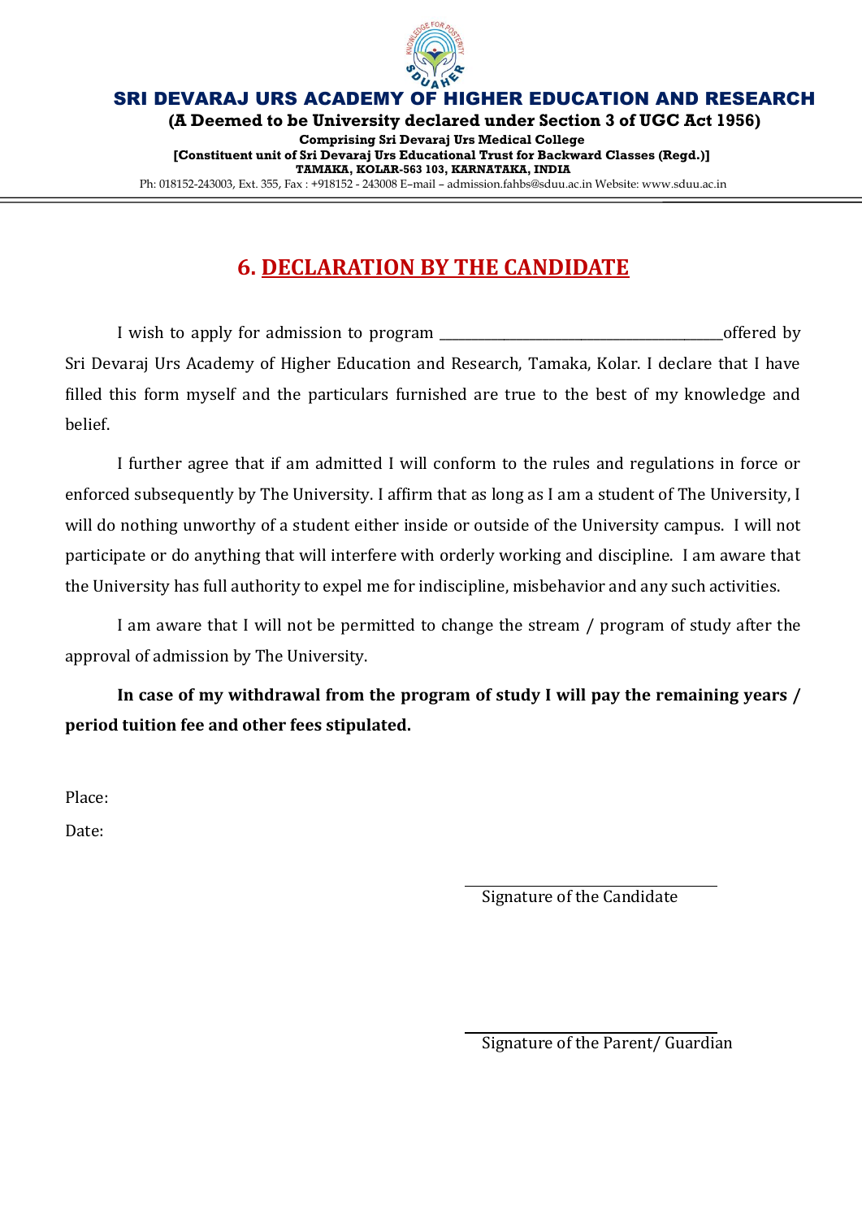# SRI DEVARAJ URS ACADEMY OF HIGHER EDUCATION AND RESEARCH

**(A Deemed to be University declared under Section 3 of UGC Act 1956)**

**Comprising Sri Devaraj Urs Medical College**

**[Constituent unit of Sri Devaraj Urs Educational Trust for Backward Classes (Regd.)]**

**TAMAKA, KOLAR-563 103, KARNATAKA, INDIA**

Ph: 018152-243003, Ext. 355, Fax : +918152 - 243008 E–mail – admission.fahbs@sduu.ac.in Website: www.sduu.ac.in

## 6. DECLARATION BY THE CANDIDATE

I wish to apply for admission to program ________________________________________offered by Sri Devaraj Urs Academy of Higher Education and Research, Tamaka, Kolar. I declare that I have filled this form myself and the particulars furnished are true to the best of my knowledge and belief.

I further agree that if am admitted I will conform to the rules and regulations in force or enforced subsequently by The University. I affirm that as long as I am a student of The University, I will do nothing unworthy of a student either inside or outside of the University campus. I will not participate or do anything that will interfere with orderly working and discipline. I am aware that the University has full authority to expel me for indiscipline, misbehavior and any such activities.

I am aware that I will not be permitted to change the stream / program of study after the approval of admission by The University.

**In case of my withdrawal from the program of study I will pay the remaining years / period tuition fee and other fees stipulated.**

Place:

Date:

____________________________
Signature of the Candidate

____________________________
Signature of the Parent/ Guardian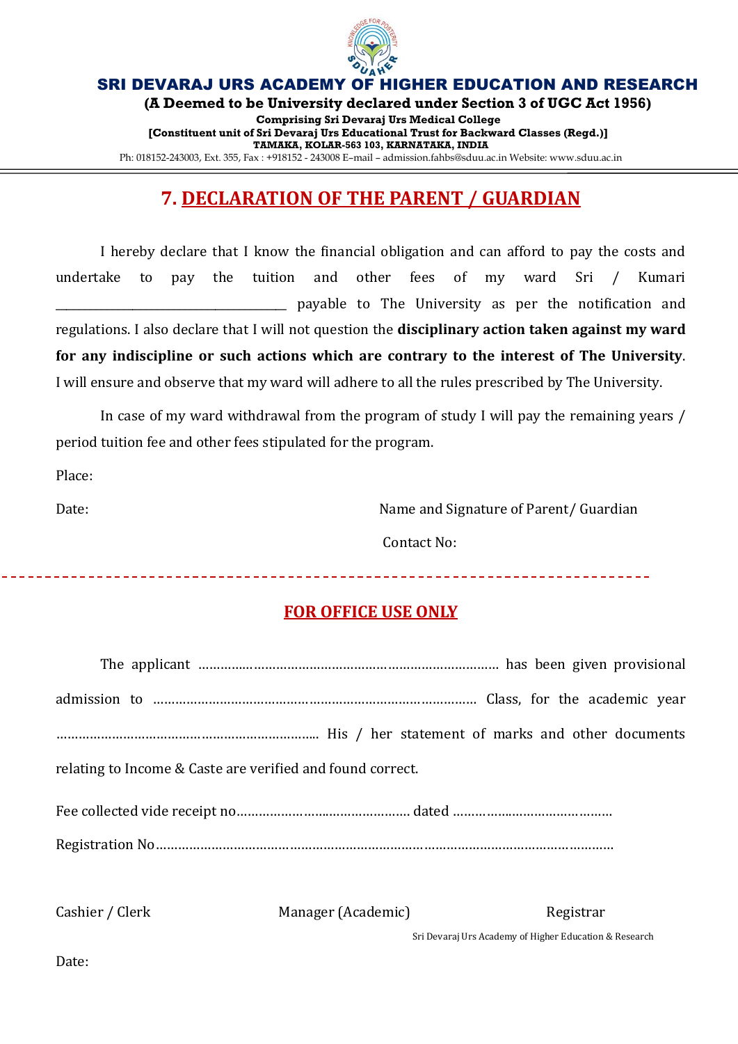**SRI DEVARAJ URS ACADEMY OF HIGHER EDUCATION AND RESEARCH**

**(A Deemed to be University declared under Section 3 of UGC Act 1956)**

**Comprising Sri Devaraj Urs Medical College**

**[Constituent unit of Sri Devaraj Urs Educational Trust for Backward Classes (Regd.)]**

**TAMAKA, KOLAR-563 103, KARNATAKA, INDIA**

Ph: 018152-243003, Ext. 355, Fax : +918152 - 243008 E–mail – admission.fahbs@sduu.ac.in Website: www.sduu.ac.in

# 7. DECLARATION OF THE PARENT / GUARDIAN

I hereby declare that I know the financial obligation and can afford to pay the costs and undertake to pay the tuition and other fees of my ward Sri / Kumari ________________________________ payable to The University as per the notification and regulations. I also declare that I will not question the **disciplinary action taken against my ward for any indiscipline or such actions which are contrary to the interest of The University**. I will ensure and observe that my ward will adhere to all the rules prescribed by The University.

In case of my ward withdrawal from the program of study I will pay the remaining years / period tuition fee and other fees stipulated for the program.

Place:

Date: Name and Signature of Parent/ Guardian

Contact No:

---

## FOR OFFICE USE ONLY

The applicant ………………………………………………………………… has been given provisional admission to ………………………………………………………………… Class, for the academic year ……………………………………………………… His / her statement of marks and other documents relating to Income & Caste are verified and found correct.

Fee collected vide receipt no…………………………………… dated ……………………………….

Registration No………………………………………………………………………………………………

Cashier / Clerk Manager (Academic) Registrar

Sri Devaraj Urs Academy of Higher Education & Research

Date: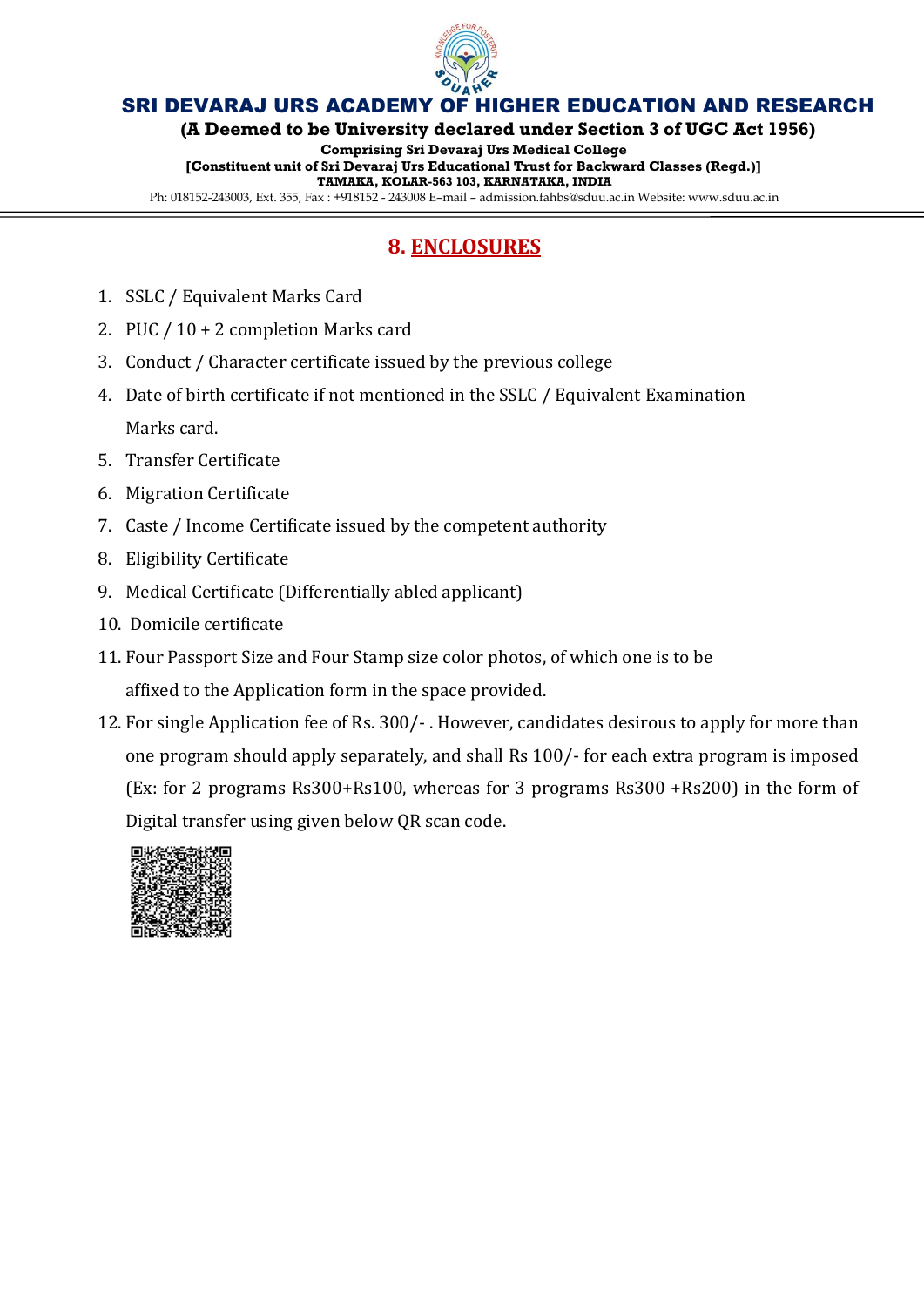# SRI DEVARAJ URS ACADEMY OF HIGHER EDUCATION AND RESEARCH

**(A Deemed to be University declared under Section 3 of UGC Act 1956)**

**Comprising Sri Devaraj Urs Medical College**

**[Constituent unit of Sri Devaraj Urs Educational Trust for Backward Classes (Regd.)]**

**TAMAKA, KOLAR-563 103, KARNATAKA, INDIA**

Ph: 018152-243003, Ext. 355, Fax : +918152 - 243008 E–mail – admission.fahbs@sduu.ac.in Website: www.sduu.ac.in

## 8. ENCLOSURES

1. SSLC / Equivalent Marks Card
2. PUC / 10 + 2 completion Marks card
3. Conduct / Character certificate issued by the previous college
4. Date of birth certificate if not mentioned in the SSLC / Equivalent Examination Marks card.
5. Transfer Certificate
6. Migration Certificate
7. Caste / Income Certificate issued by the competent authority
8. Eligibility Certificate
9. Medical Certificate (Differentially abled applicant)
10. Domicile certificate
11. Four Passport Size and Four Stamp size color photos, of which one is to be affixed to the Application form in the space provided.
12. For single Application fee of Rs. 300/- . However, candidates desirous to apply for more than one program should apply separately, and shall Rs 100/- for each extra program is imposed (Ex: for 2 programs Rs300+Rs100, whereas for 3 programs Rs300 +Rs200) in the form of Digital transfer using given below QR scan code.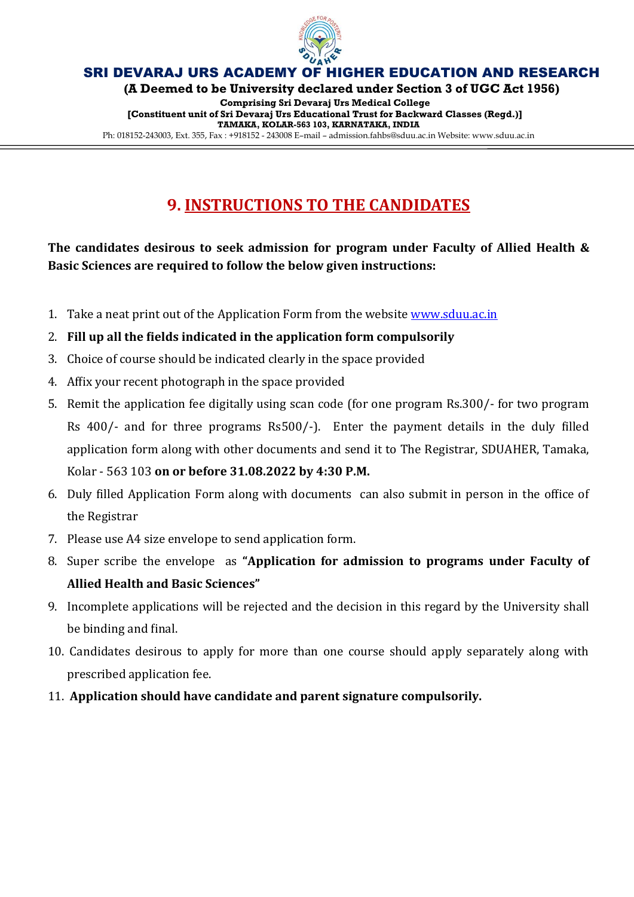# SRI DEVARAJ URS ACADEMY OF HIGHER EDUCATION AND RESEARCH

**(A Deemed to be University declared under Section 3 of UGC Act 1956)**

**Comprising Sri Devaraj Urs Medical College**

**[Constituent unit of Sri Devaraj Urs Educational Trust for Backward Classes (Regd.)]**

**TAMAKA, KOLAR-563 103, KARNATAKA, INDIA**

Ph: 018152-243003, Ext. 355, Fax : +918152 - 243008 E–mail – admission.fahbs@sduu.ac.in Website: www.sduu.ac.in

## 9. INSTRUCTIONS TO THE CANDIDATES

**The candidates desirous to seek admission for program under Faculty of Allied Health & Basic Sciences are required to follow the below given instructions:**

1. Take a neat print out of the Application Form from the website [www.sduu.ac.in](www.sduu.ac.in)
2. **Fill up all the fields indicated in the application form compulsorily**
3. Choice of course should be indicated clearly in the space provided
4. Affix your recent photograph in the space provided
5. Remit the application fee digitally using scan code (for one program Rs.300/- for two program Rs 400/- and for three programs Rs500/-). Enter the payment details in the duly filled application form along with other documents and send it to The Registrar, SDUAHER, Tamaka, Kolar - 563 103 **on or before 31.08.2022 by 4:30 P.M.**
6. Duly filled Application Form along with documents can also submit in person in the office of the Registrar
7. Please use A4 size envelope to send application form.
8. Super scribe the envelope as **"Application for admission to programs under Faculty of Allied Health and Basic Sciences"**
9. Incomplete applications will be rejected and the decision in this regard by the University shall be binding and final.
10. Candidates desirous to apply for more than one course should apply separately along with prescribed application fee.
11. **Application should have candidate and parent signature compulsorily.**